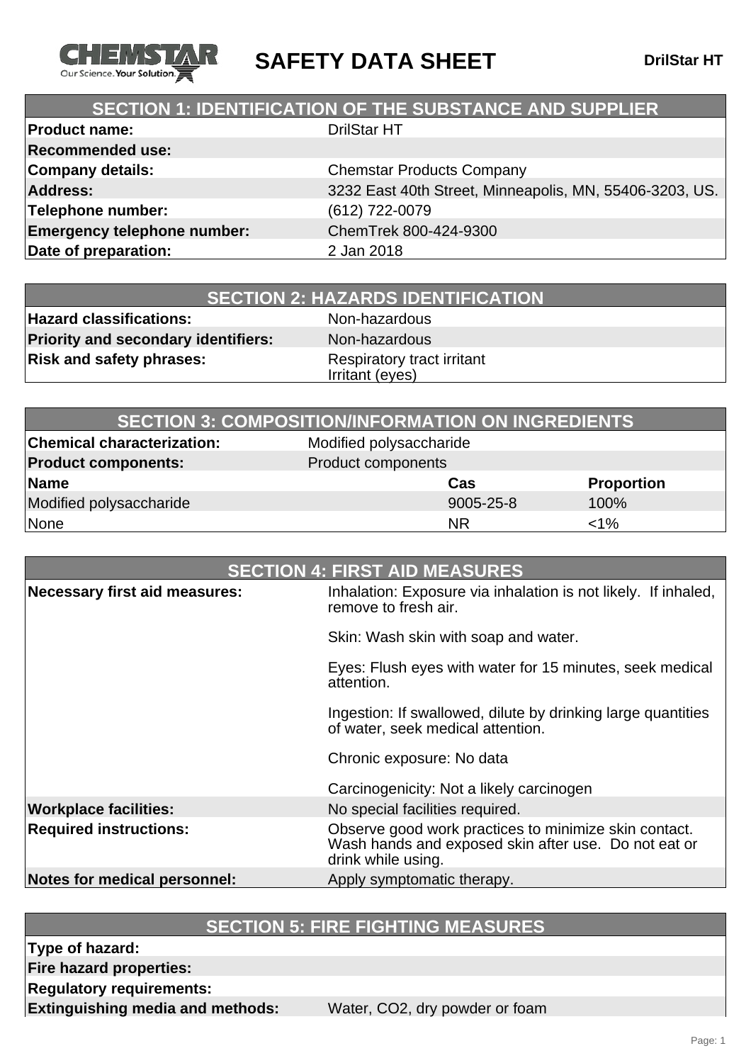# SAFETY DATA SHEET

**DrilStar HT**

## SECTION 1: IDENTIFICATION OF THE SUBSTANCE AND SUPPLIER

| | |
|---|---|
| **Product name:** | DrilStar HT |
| **Recommended use:** | |
| **Company details:** | Chemstar Products Company |
| **Address:** | 3232 East 40th Street, Minneapolis, MN, 55406-3203, US. |
| **Telephone number:** | (612) 722-0079 |
| **Emergency telephone number:** | ChemTrek 800-424-9300 |
| **Date of preparation:** | 2 Jan 2018 |

## SECTION 2: HAZARDS IDENTIFICATION

| | |
|---|---|
| **Hazard classifications:** | Non-hazardous |
| **Priority and secondary identifiers:** | Non-hazardous |
| **Risk and safety phrases:** | Respiratory tract irritant<br>Irritant (eyes) |

## SECTION 3: COMPOSITION/INFORMATION ON INGREDIENTS

| | | |
|---|---|---|
| **Chemical characterization:** | Modified polysaccharide | |
| **Product components:** | Product components | |
| **Name** | **Cas** | **Proportion** |
| Modified polysaccharide | 9005-25-8 | 100% |
| None | NR | <1% |

## SECTION 4: FIRST AID MEASURES

| | |
|---|---|
| **Necessary first aid measures:** | Inhalation: Exposure via inhalation is not likely. If inhaled, remove to fresh air.<br><br>Skin: Wash skin with soap and water.<br><br>Eyes: Flush eyes with water for 15 minutes, seek medical attention.<br><br>Ingestion: If swallowed, dilute by drinking large quantities of water, seek medical attention.<br><br>Chronic exposure: No data<br><br>Carcinogenicity: Not a likely carcinogen |
| **Workplace facilities:** | No special facilities required. |
| **Required instructions:** | Observe good work practices to minimize skin contact. Wash hands and exposed skin after use. Do not eat or drink while using. |
| **Notes for medical personnel:** | Apply symptomatic therapy. |

## SECTION 5: FIRE FIGHTING MEASURES

| | |
|---|---|
| **Type of hazard:** | |
| **Fire hazard properties:** | |
| **Regulatory requirements:** | |
| **Extinguishing media and methods:** | Water, $CO_2$, dry powder or foam |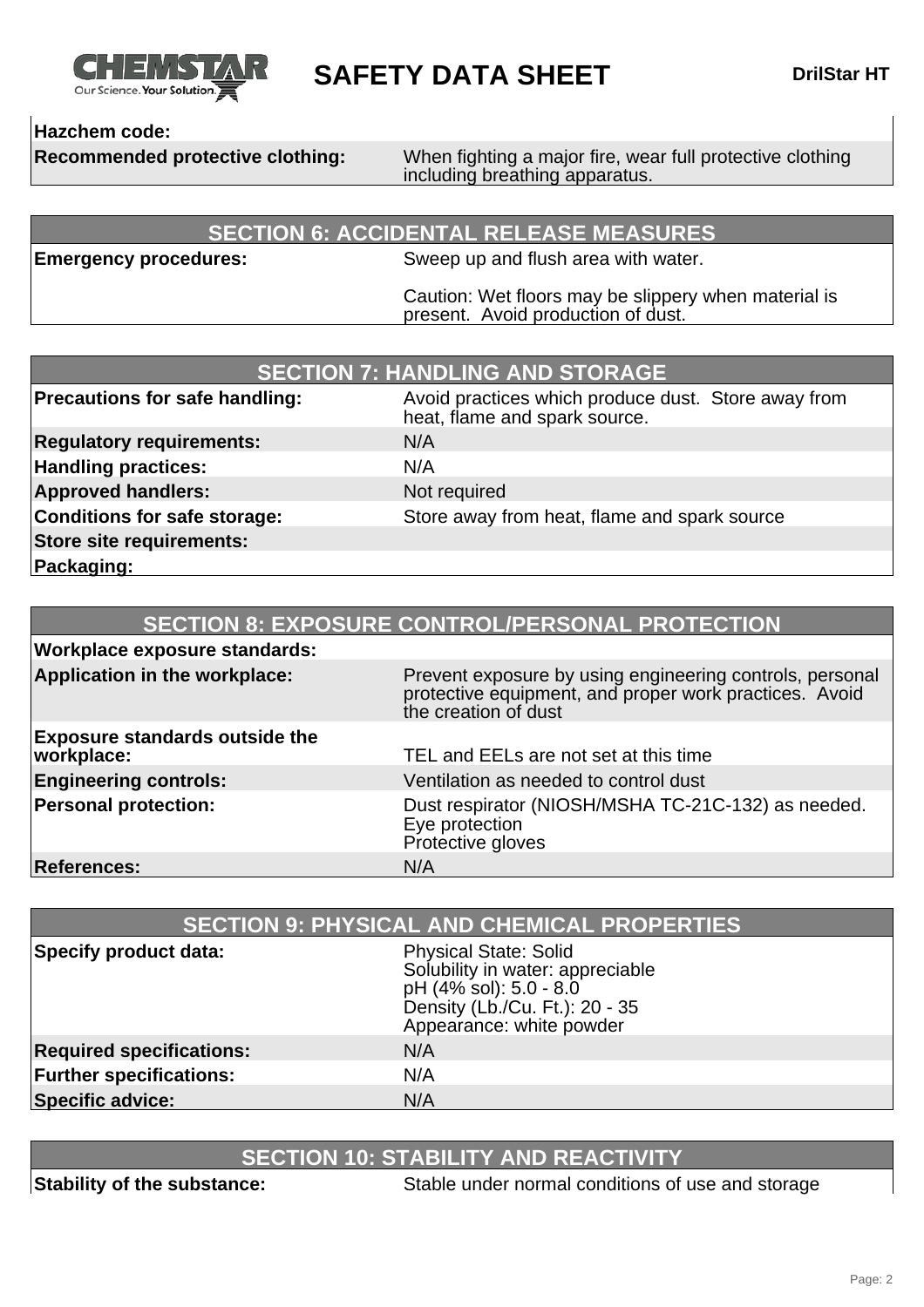| | |
|---|---|
| **Hazchem code:** | |
| **Recommended protective clothing:** | When fighting a major fire, wear full protective clothing including breathing apparatus. |

## SECTION 6: ACCIDENTAL RELEASE MEASURES

| | |
|---|---|
| **Emergency procedures:** | Sweep up and flush area with water.<br><br>Caution: Wet floors may be slippery when material is present. Avoid production of dust. |

## SECTION 7: HANDLING AND STORAGE

| | |
|---|---|
| **Precautions for safe handling:** | Avoid practices which produce dust. Store away from heat, flame and spark source. |
| **Regulatory requirements:** | N/A |
| **Handling practices:** | N/A |
| **Approved handlers:** | Not required |
| **Conditions for safe storage:** | Store away from heat, flame and spark source |
| **Store site requirements:** | |
| **Packaging:** | |

## SECTION 8: EXPOSURE CONTROL/PERSONAL PROTECTION

| | |
|---|---|
| **Workplace exposure standards:** | |
| **Application in the workplace:** | Prevent exposure by using engineering controls, personal protective equipment, and proper work practices. Avoid the creation of dust |
| **Exposure standards outside the workplace:** | TEL and EELs are not set at this time |
| **Engineering controls:** | Ventilation as needed to control dust |
| **Personal protection:** | Dust respirator (NIOSH/MSHA TC-21C-132) as needed.<br>Eye protection<br>Protective gloves |
| **References:** | N/A |

## SECTION 9: PHYSICAL AND CHEMICAL PROPERTIES

| | |
|---|---|
| **Specify product data:** | Physical State: Solid<br>Solubility in water: appreciable<br>pH (4% sol): 5.0 - 8.0<br>Density (Lb./Cu. Ft.): 20 - 35<br>Appearance: white powder |
| **Required specifications:** | N/A |
| **Further specifications:** | N/A |
| **Specific advice:** | N/A |

## SECTION 10: STABILITY AND REACTIVITY

| | |
|---|---|
| **Stability of the substance:** | Stable under normal conditions of use and storage |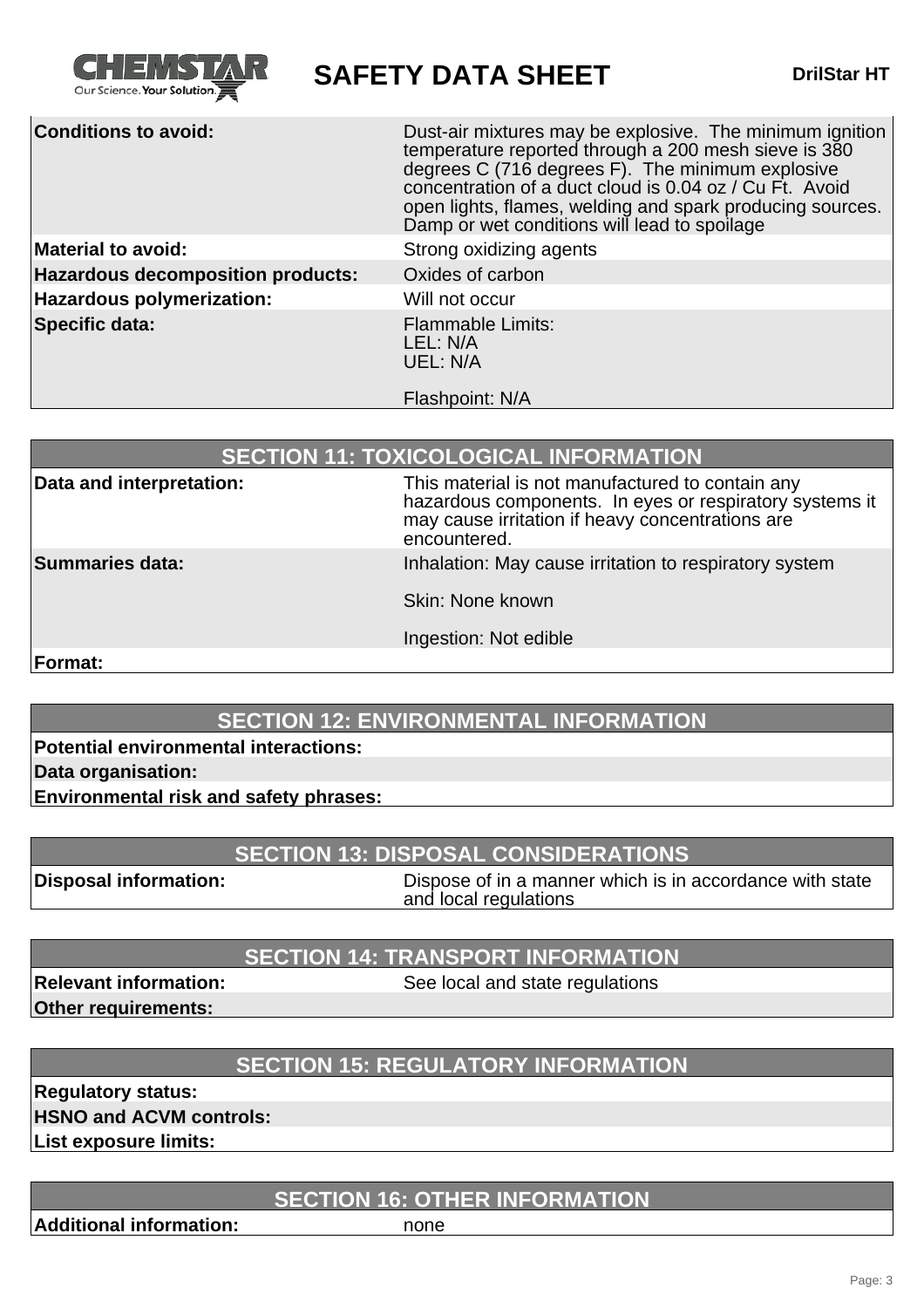| | |
|---|---|
| **Conditions to avoid:** | Dust-air mixtures may be explosive. The minimum ignition temperature reported through a 200 mesh sieve is 380 degrees C (716 degrees F). The minimum explosive concentration of a duct cloud is 0.04 oz / Cu Ft. Avoid open lights, flames, welding and spark producing sources. Damp or wet conditions will lead to spoilage |
| **Material to avoid:** | Strong oxidizing agents |
| **Hazardous decomposition products:** | Oxides of carbon |
| **Hazardous polymerization:** | Will not occur |
| **Specific data:** | Flammable Limits:<br>LEL: N/A<br>UEL: N/A<br><br>Flashpoint: N/A |

## SECTION 11: TOXICOLOGICAL INFORMATION

| | |
|---|---|
| **Data and interpretation:** | This material is not manufactured to contain any hazardous components. In eyes or respiratory systems it may cause irritation if heavy concentrations are encountered. |
| **Summaries data:** | Inhalation: May cause irritation to respiratory system<br><br>Skin: None known<br><br>Ingestion: Not edible |
| **Format:** | |

## SECTION 12: ENVIRONMENTAL INFORMATION

| | |
|---|---|
| **Potential environmental interactions:** | |
| **Data organisation:** | |
| **Environmental risk and safety phrases:** | |

## SECTION 13: DISPOSAL CONSIDERATIONS

| | |
|---|---|
| **Disposal information:** | Dispose of in a manner which is in accordance with state and local regulations |

## SECTION 14: TRANSPORT INFORMATION

| | |
|---|---|
| **Relevant information:** | See local and state regulations |
| **Other requirements:** | |

## SECTION 15: REGULATORY INFORMATION

| | |
|---|---|
| **Regulatory status:** | |
| **HSNO and ACVM controls:** | |
| **List exposure limits:** | |

## SECTION 16: OTHER INFORMATION

| | |
|---|---|
| **Additional information:** | none |